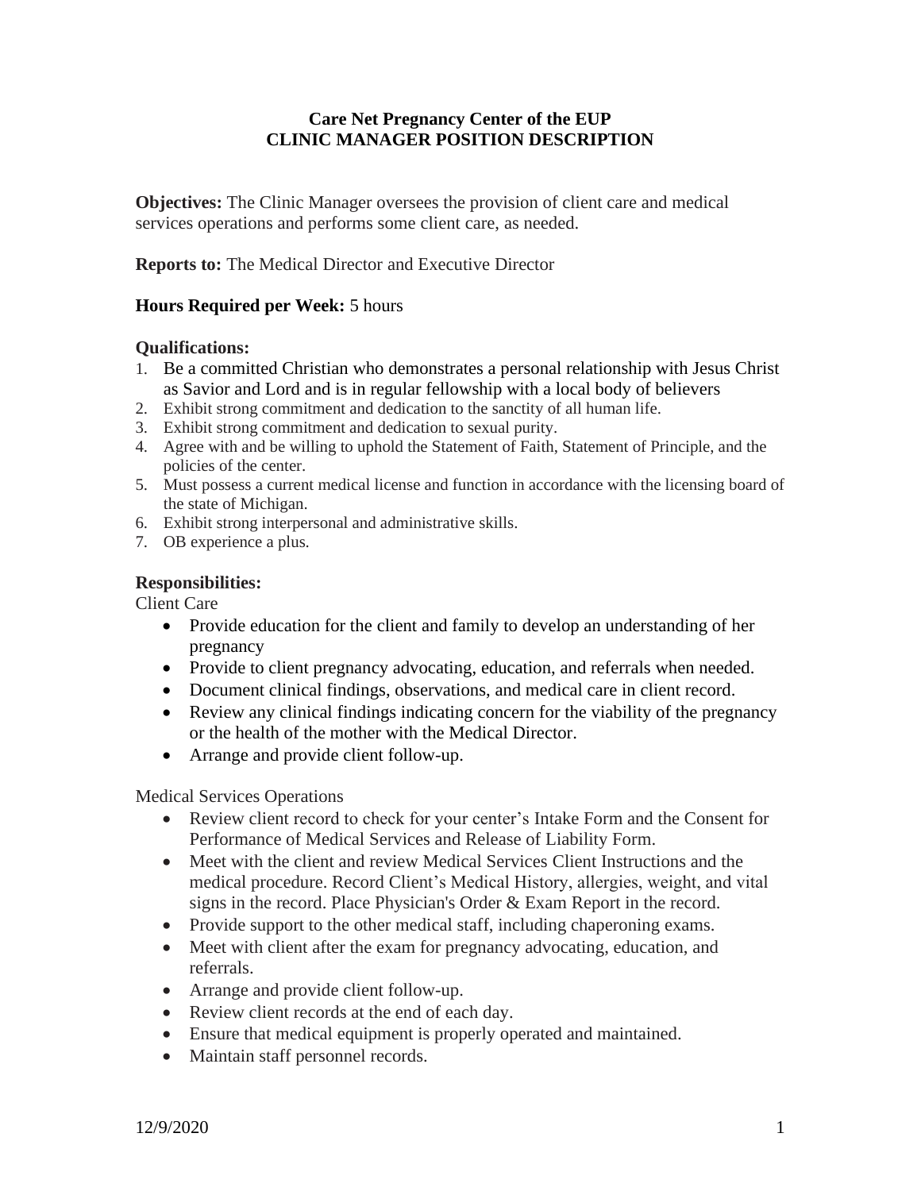# Care Net Pregnancy Center of the EUP
# CLINIC MANAGER POSITION DESCRIPTION

**Objectives:** The Clinic Manager oversees the provision of client care and medical services operations and performs some client care, as needed.

**Reports to:** The Medical Director and Executive Director

**Hours Required per Week:** 5 hours

**Qualifications:**

1. Be a committed Christian who demonstrates a personal relationship with Jesus Christ as Savior and Lord and is in regular fellowship with a local body of believers
2. Exhibit strong commitment and dedication to the sanctity of all human life.
3. Exhibit strong commitment and dedication to sexual purity.
4. Agree with and be willing to uphold the Statement of Faith, Statement of Principle, and the policies of the center.
5. Must possess a current medical license and function in accordance with the licensing board of the state of Michigan.
6. Exhibit strong interpersonal and administrative skills.
7. OB experience a plus.

**Responsibilities:**

Client Care

- Provide education for the client and family to develop an understanding of her pregnancy
- Provide to client pregnancy advocating, education, and referrals when needed.
- Document clinical findings, observations, and medical care in client record.
- Review any clinical findings indicating concern for the viability of the pregnancy or the health of the mother with the Medical Director.
- Arrange and provide client follow-up.

Medical Services Operations

- Review client record to check for your center's Intake Form and the Consent for Performance of Medical Services and Release of Liability Form.
- Meet with the client and review Medical Services Client Instructions and the medical procedure. Record Client's Medical History, allergies, weight, and vital signs in the record. Place Physician's Order & Exam Report in the record.
- Provide support to the other medical staff, including chaperoning exams.
- Meet with client after the exam for pregnancy advocating, education, and referrals.
- Arrange and provide client follow-up.
- Review client records at the end of each day.
- Ensure that medical equipment is properly operated and maintained.
- Maintain staff personnel records.

12/9/2020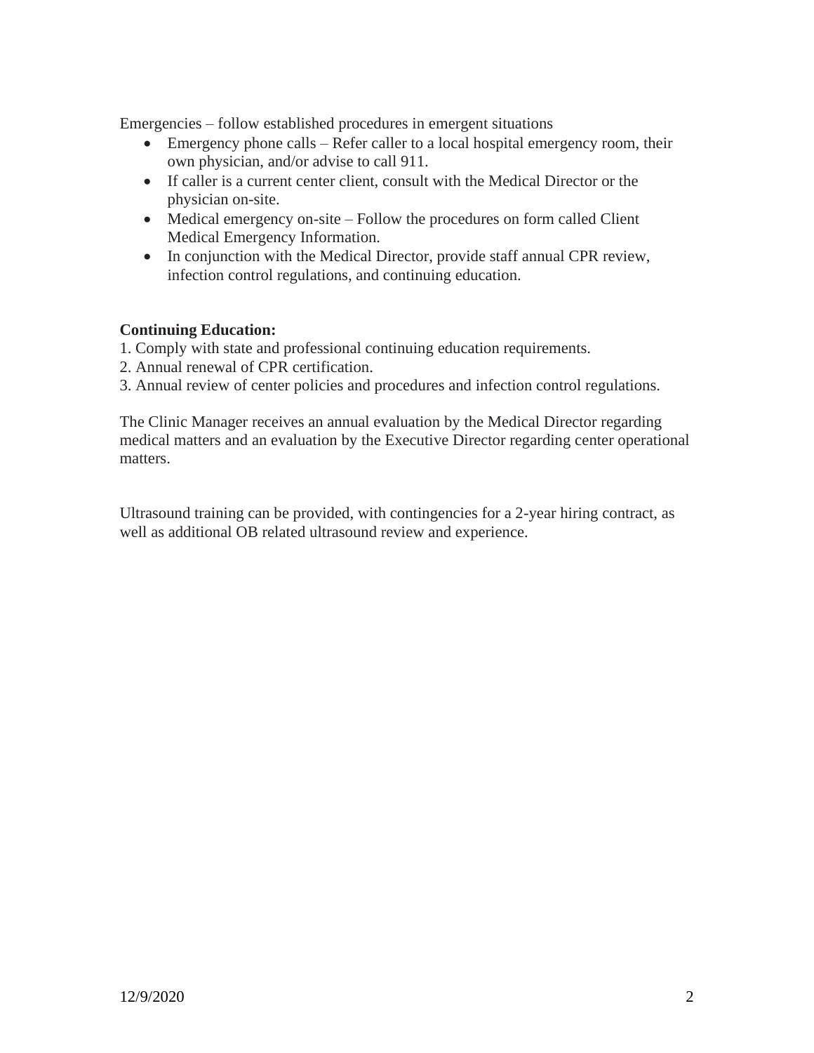Emergencies – follow established procedures in emergent situations

- Emergency phone calls – Refer caller to a local hospital emergency room, their own physician, and/or advise to call 911.
- If caller is a current center client, consult with the Medical Director or the physician on-site.
- Medical emergency on-site – Follow the procedures on form called Client Medical Emergency Information.
- In conjunction with the Medical Director, provide staff annual CPR review, infection control regulations, and continuing education.

**Continuing Education:**

1. Comply with state and professional continuing education requirements.
2. Annual renewal of CPR certification.
3. Annual review of center policies and procedures and infection control regulations.

The Clinic Manager receives an annual evaluation by the Medical Director regarding medical matters and an evaluation by the Executive Director regarding center operational matters.

Ultrasound training can be provided, with contingencies for a 2-year hiring contract, as well as additional OB related ultrasound review and experience.

12/9/2020